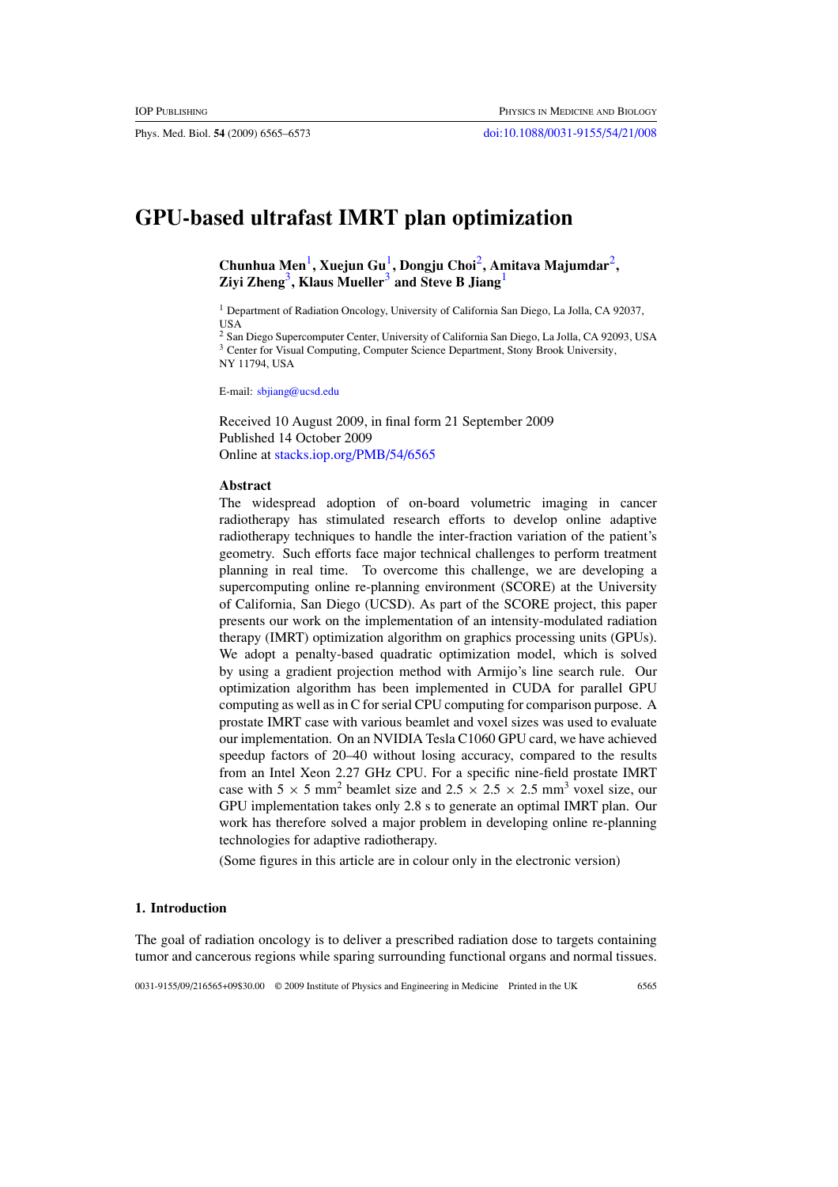# GPU-based ultrafast IMRT plan optimization

**Chunhua Men**[1], **Xuejun Gu**[1], **Dongju Choi**[2], **Amitava Majumdar**[2], **Ziyi Zheng**[3], **Klaus Mueller**[3] **and Steve B Jiang**[1]

[1] Department of Radiation Oncology, University of California San Diego, La Jolla, CA 92037, USA
[2] San Diego Supercomputer Center, University of California San Diego, La Jolla, CA 92093, USA
[3] Center for Visual Computing, Computer Science Department, Stony Brook University, NY 11794, USA

E-mail: sbjiang@ucsd.edu

Received 10 August 2009, in final form 21 September 2009
Published 14 October 2009
Online at stacks.iop.org/PMB/54/6565

### Abstract

The widespread adoption of on-board volumetric imaging in cancer radiotherapy has stimulated research efforts to develop online adaptive radiotherapy techniques to handle the inter-fraction variation of the patient's geometry. Such efforts face major technical challenges to perform treatment planning in real time. To overcome this challenge, we are developing a supercomputing online re-planning environment (SCORE) at the University of California, San Diego (UCSD). As part of the SCORE project, this paper presents our work on the implementation of an intensity-modulated radiation therapy (IMRT) optimization algorithm on graphics processing units (GPUs). We adopt a penalty-based quadratic optimization model, which is solved by using a gradient projection method with Armijo's line search rule. Our optimization algorithm has been implemented in CUDA for parallel GPU computing as well as in C for serial CPU computing for comparison purpose. A prostate IMRT case with various beamlet and voxel sizes was used to evaluate our implementation. On an NVIDIA Tesla C1060 GPU card, we have achieved speedup factors of 20–40 without losing accuracy, compared to the results from an Intel Xeon 2.27 GHz CPU. For a specific nine-field prostate IMRT case with 5 × 5 mm$^2$ beamlet size and 2.5 × 2.5 × 2.5 mm$^3$ voxel size, our GPU implementation takes only 2.8 s to generate an optimal IMRT plan. Our work has therefore solved a major problem in developing online re-planning technologies for adaptive radiotherapy.

(Some figures in this article are in colour only in the electronic version)

## 1. Introduction

The goal of radiation oncology is to deliver a prescribed radiation dose to targets containing tumor and cancerous regions while sparing surrounding functional organs and normal tissues.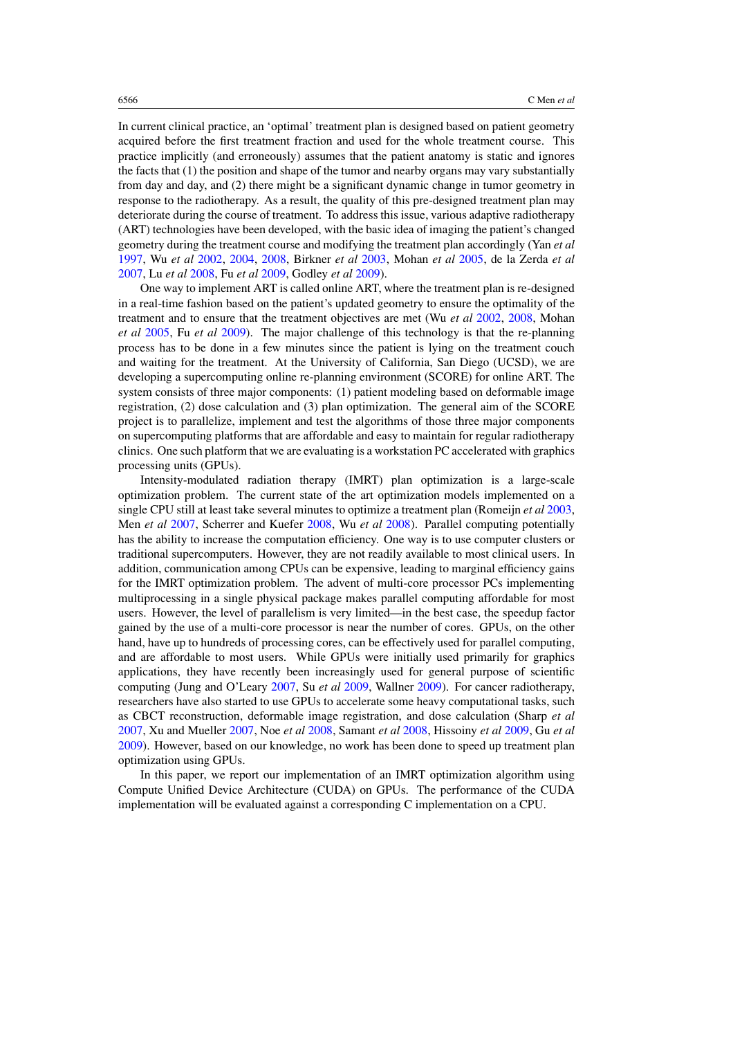In current clinical practice, an 'optimal' treatment plan is designed based on patient geometry acquired before the first treatment fraction and used for the whole treatment course. This practice implicitly (and erroneously) assumes that the patient anatomy is static and ignores the facts that (1) the position and shape of the tumor and nearby organs may vary substantially from day and day, and (2) there might be a significant dynamic change in tumor geometry in response to the radiotherapy. As a result, the quality of this pre-designed treatment plan may deteriorate during the course of treatment. To address this issue, various adaptive radiotherapy (ART) technologies have been developed, with the basic idea of imaging the patient's changed geometry during the treatment course and modifying the treatment plan accordingly (Yan *et al* 1997, Wu *et al* 2002, 2004, 2008, Birkner *et al* 2003, Mohan *et al* 2005, de la Zerda *et al* 2007, Lu *et al* 2008, Fu *et al* 2009, Godley *et al* 2009).

One way to implement ART is called online ART, where the treatment plan is re-designed in a real-time fashion based on the patient's updated geometry to ensure the optimality of the treatment and to ensure that the treatment objectives are met (Wu *et al* 2002, 2008, Mohan *et al* 2005, Fu *et al* 2009). The major challenge of this technology is that the re-planning process has to be done in a few minutes since the patient is lying on the treatment couch and waiting for the treatment. At the University of California, San Diego (UCSD), we are developing a supercomputing online re-planning environment (SCORE) for online ART. The system consists of three major components: (1) patient modeling based on deformable image registration, (2) dose calculation and (3) plan optimization. The general aim of the SCORE project is to parallelize, implement and test the algorithms of those three major components on supercomputing platforms that are affordable and easy to maintain for regular radiotherapy clinics. One such platform that we are evaluating is a workstation PC accelerated with graphics processing units (GPUs).

Intensity-modulated radiation therapy (IMRT) plan optimization is a large-scale optimization problem. The current state of the art optimization models implemented on a single CPU still at least take several minutes to optimize a treatment plan (Romeijn *et al* 2003, Men *et al* 2007, Scherrer and Kuefer 2008, Wu *et al* 2008). Parallel computing potentially has the ability to increase the computation efficiency. One way is to use computer clusters or traditional supercomputers. However, they are not readily available to most clinical users. In addition, communication among CPUs can be expensive, leading to marginal efficiency gains for the IMRT optimization problem. The advent of multi-core processor PCs implementing multiprocessing in a single physical package makes parallel computing affordable for most users. However, the level of parallelism is very limited—in the best case, the speedup factor gained by the use of a multi-core processor is near the number of cores. GPUs, on the other hand, have up to hundreds of processing cores, can be effectively used for parallel computing, and are affordable to most users. While GPUs were initially used primarily for graphics applications, they have recently been increasingly used for general purpose of scientific computing (Jung and O'Leary 2007, Su *et al* 2009, Wallner 2009). For cancer radiotherapy, researchers have also started to use GPUs to accelerate some heavy computational tasks, such as CBCT reconstruction, deformable image registration, and dose calculation (Sharp *et al* 2007, Xu and Mueller 2007, Noe *et al* 2008, Samant *et al* 2008, Hissoiny *et al* 2009, Gu *et al* 2009). However, based on our knowledge, no work has been done to speed up treatment plan optimization using GPUs.

In this paper, we report our implementation of an IMRT optimization algorithm using Compute Unified Device Architecture (CUDA) on GPUs. The performance of the CUDA implementation will be evaluated against a corresponding C implementation on a CPU.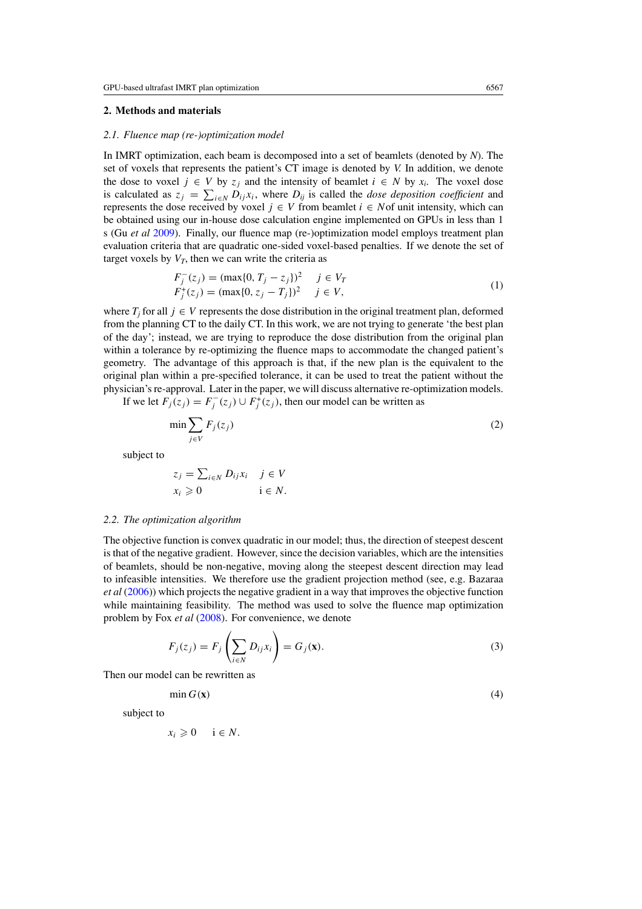## 2. Methods and materials

### 2.1. Fluence map (re-)optimization model

In IMRT optimization, each beam is decomposed into a set of beamlets (denoted by $N$). The set of voxels that represents the patient's CT image is denoted by $V$. In addition, we denote the dose to voxel $j \in V$ by $z_j$ and the intensity of beamlet $i \in N$ by $x_i$. The voxel dose is calculated as $z_j = \sum_{i \in N} D_{ij} x_i$, where $D_{ij}$ is called the *dose deposition coefficient* and represents the dose received by voxel $j \in V$ from beamlet $i \in N$ of unit intensity, which can be obtained using our in-house dose calculation engine implemented on GPUs in less than 1 s (Gu *et al* 2009). Finally, our fluence map (re-)optimization model employs treatment plan evaluation criteria that are quadratic one-sided voxel-based penalties. If we denote the set of target voxels by $V_T$, then we can write the criteria as

$$
\begin{aligned}
F_j^-(z_j) &= (\max\{0, T_j - z_j\})^2 \quad & j \in V_T \\
F_j^+(z_j) &= (\max\{0, z_j - T_j\})^2 \quad & j \in V,
\end{aligned}
\tag{1}
$$

where $T_j$ for all $j \in V$ represents the dose distribution in the original treatment plan, deformed from the planning CT to the daily CT. In this work, we are not trying to generate 'the best plan of the day'; instead, we are trying to reproduce the dose distribution from the original plan within a tolerance by re-optimizing the fluence maps to accommodate the changed patient's geometry. The advantage of this approach is that, if the new plan is the equivalent to the original plan within a pre-specified tolerance, it can be used to treat the patient without the physician's re-approval. Later in the paper, we will discuss alternative re-optimization models.

If we let $F_j(z_j) = F_j^-(z_j) \cup F_j^+(z_j)$, then our model can be written as

$$
\min \sum_{j \in V} F_j(z_j) \tag{2}
$$

subject to

$$
\begin{aligned}
z_j &= \textstyle\sum_{i \in N} D_{ij} x_i \quad & j \in V \\
x_i &\geqslant 0 \quad & i \in N.
\end{aligned}
$$

### 2.2. The optimization algorithm

The objective function is convex quadratic in our model; thus, the direction of steepest descent is that of the negative gradient. However, since the decision variables, which are the intensities of beamlets, should be non-negative, moving along the steepest descent direction may lead to infeasible intensities. We therefore use the gradient projection method (see, e.g. Bazaraa *et al* (2006)) which projects the negative gradient in a way that improves the objective function while maintaining feasibility. The method was used to solve the fluence map optimization problem by Fox *et al* (2008). For convenience, we denote

$$
F_j(z_j) = F_j\left(\sum_{i \in N} D_{ij} x_i\right) = G_j(\mathbf{x}). \tag{3}
$$

Then our model can be rewritten as

$$
\min G(\mathbf{x}) \tag{4}
$$

subject to

$$
x_i \geqslant 0 \quad i \in N.
$$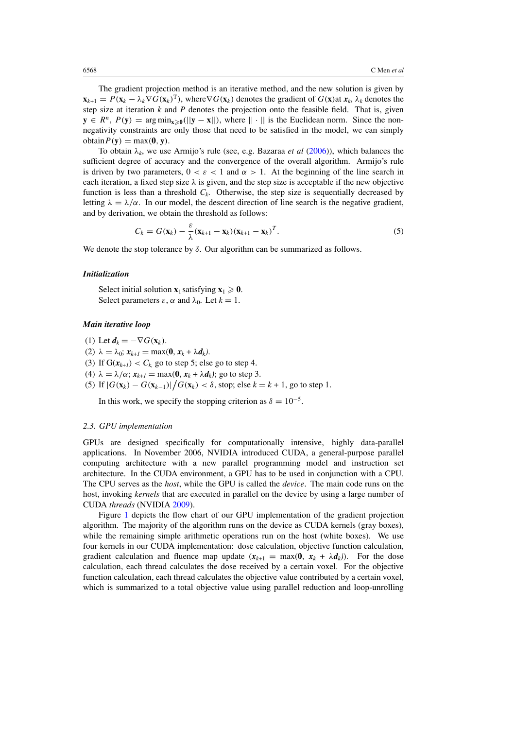The gradient projection method is an iterative method, and the new solution is given by $\mathbf{x}_{k+1} = P(\mathbf{x}_k - \lambda_k \nabla G(\mathbf{x}_k)^{\mathrm{T}})$, where $\nabla G(\mathbf{x}_k)$ denotes the gradient of $G(\mathbf{x})$ at $\boldsymbol{x}_k$, $\lambda_k$ denotes the step size at iteration $k$ and $P$ denotes the projection onto the feasible field. That is, given $\mathbf{y} \in R^n$, $P(\mathbf{y}) = \arg\min_{\mathbf{x} \geqslant \mathbf{0}}(||\mathbf{y} - \mathbf{x}||)$, where $|| \cdot ||$ is the Euclidean norm. Since the non-negativity constraints are only those that need to be satisfied in the model, we can simply obtain $P(\mathbf{y}) = \max(\mathbf{0}, \mathbf{y})$.

To obtain $\lambda_k$, we use Armijo's rule (see, e.g. Bazaraa *et al* (2006)), which balances the sufficient degree of accuracy and the convergence of the overall algorithm. Armijo's rule is driven by two parameters, $0 < \varepsilon < 1$ and $\alpha > 1$. At the beginning of the line search in each iteration, a fixed step size $\lambda$ is given, and the step size is acceptable if the new objective function is less than a threshold $C_k$. Otherwise, the step size is sequentially decreased by letting $\lambda = \lambda/\alpha$. In our model, the descent direction of line search is the negative gradient, and by derivation, we obtain the threshold as follows:

$$C_k = G(\mathbf{x}_k) - \frac{\varepsilon}{\lambda}(\mathbf{x}_{k+1} - \mathbf{x}_k)(\mathbf{x}_{k+1} - \mathbf{x}_k)^T. \tag{5}$$

We denote the stop tolerance by $\delta$. Our algorithm can be summarized as follows.

### *Initialization*

Select initial solution $\mathbf{x}_1$ satisfying $\mathbf{x}_1 \geqslant \mathbf{0}$.
Select parameters $\varepsilon$, $\alpha$ and $\lambda_0$. Let $k = 1$.

### *Main iterative loop*

(1) Let $\boldsymbol{d}_k = -\nabla G(\mathbf{x}_k)$.
(2) $\lambda = \lambda_0$; $\boldsymbol{x}_{k+1} = \max(\mathbf{0}, \boldsymbol{x}_k + \lambda \boldsymbol{d}_k)$.
(3) If $G(\boldsymbol{x}_{k+1}) < C_k$, go to step 5; else go to step 4.
(4) $\lambda = \lambda/\alpha$; $\boldsymbol{x}_{k+1} = \max(\mathbf{0}, \boldsymbol{x}_k + \lambda \boldsymbol{d}_k)$; go to step 3.
(5) If $|G(\mathbf{x}_k) - G(\mathbf{x}_{k-1})| \big/ G(\mathbf{x}_k) < \delta$, stop; else $k = k + 1$, go to step 1.

In this work, we specify the stopping criterion as $\delta = 10^{-5}$.

### *2.3. GPU implementation*

GPUs are designed specifically for computationally intensive, highly data-parallel applications. In November 2006, NVIDIA introduced CUDA, a general-purpose parallel computing architecture with a new parallel programming model and instruction set architecture. In the CUDA environment, a GPU has to be used in conjunction with a CPU. The CPU serves as the *host*, while the GPU is called the *device*. The main code runs on the host, invoking *kernels* that are executed in parallel on the device by using a large number of CUDA *threads* (NVIDIA 2009).

Figure 1 depicts the flow chart of our GPU implementation of the gradient projection algorithm. The majority of the algorithm runs on the device as CUDA kernels (gray boxes), while the remaining simple arithmetic operations run on the host (white boxes). We use four kernels in our CUDA implementation: dose calculation, objective function calculation, gradient calculation and fluence map update ($\boldsymbol{x}_{k+1} = \max(\mathbf{0}, \boldsymbol{x}_k + \lambda \boldsymbol{d}_k)$). For the dose calculation, each thread calculates the dose received by a certain voxel. For the objective function calculation, each thread calculates the objective value contributed by a certain voxel, which is summarized to a total objective value using parallel reduction and loop-unrolling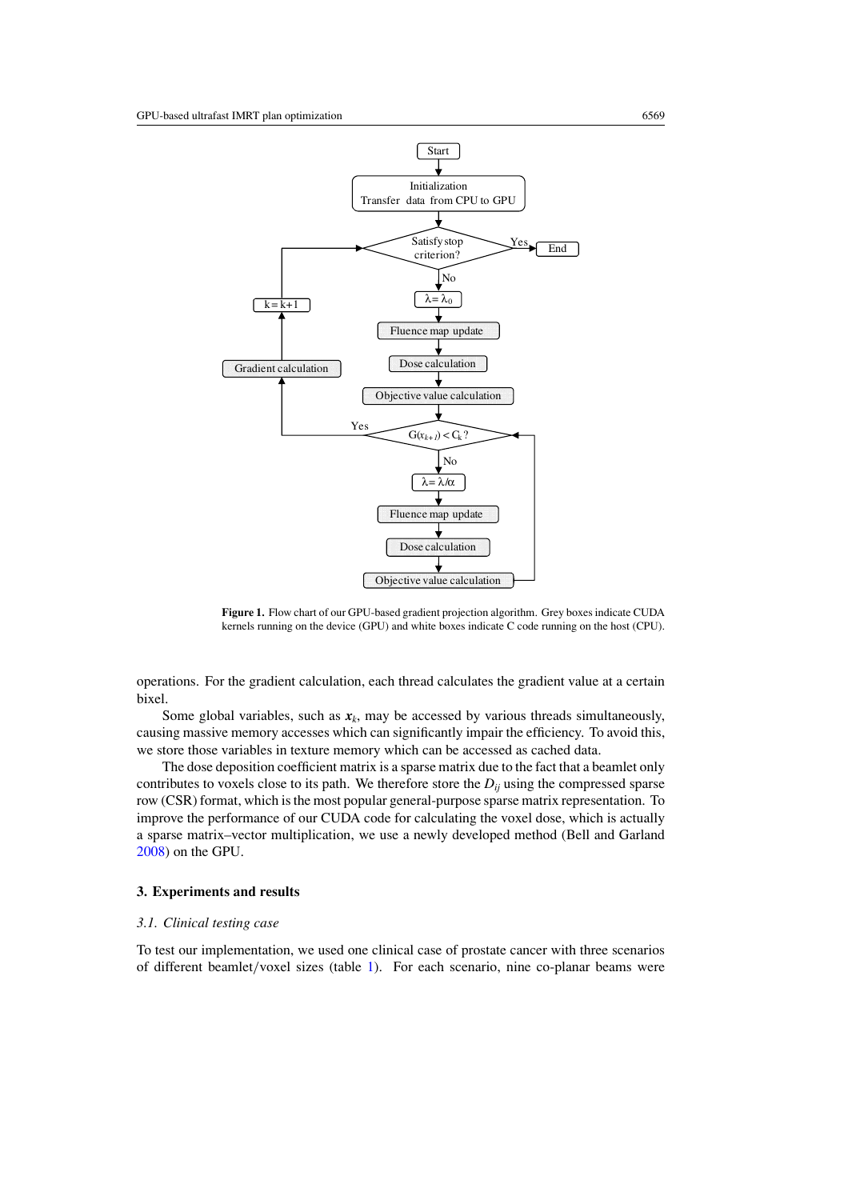Figure 1. Flow chart of our GPU-based gradient projection algorithm. Grey boxes indicate CUDA kernels running on the device (GPU) and white boxes indicate C code running on the host (CPU).

operations. For the gradient calculation, each thread calculates the gradient value at a certain bixel.

Some global variables, such as $\boldsymbol{x}_k$, may be accessed by various threads simultaneously, causing massive memory accesses which can significantly impair the efficiency. To avoid this, we store those variables in texture memory which can be accessed as cached data.

The dose deposition coefficient matrix is a sparse matrix due to the fact that a beamlet only contributes to voxels close to its path. We therefore store the $D_{ij}$ using the compressed sparse row (CSR) format, which is the most popular general-purpose sparse matrix representation. To improve the performance of our CUDA code for calculating the voxel dose, which is actually a sparse matrix–vector multiplication, we use a newly developed method (Bell and Garland 2008) on the GPU.

## 3. Experiments and results

### *3.1. Clinical testing case*

To test our implementation, we used one clinical case of prostate cancer with three scenarios of different beamlet/voxel sizes (table 1). For each scenario, nine co-planar beams were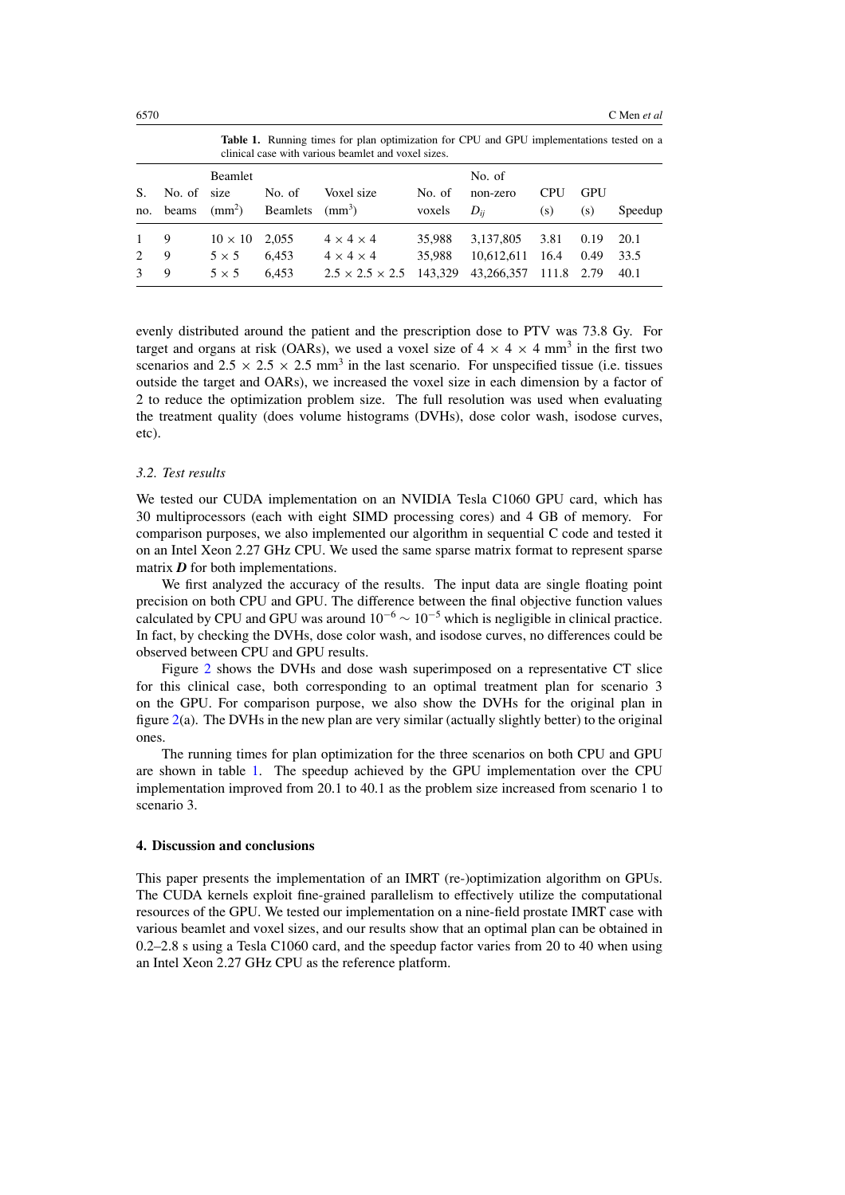**Table 1.** Running times for plan optimization for CPU and GPU implementations tested on a clinical case with various beamlet and voxel sizes.

| S. no. | No. of beams | Beamlet size (mm$^2$) | No. of Beamlets | Voxel size (mm$^3$) | No. of voxels | No. of non-zero $D_{ij}$ | CPU (s) | GPU (s) | Speedup |
|---|---|---|---|---|---|---|---|---|---|
| 1 | 9 | 10 × 10 | 2,055 | 4 × 4 × 4 | 35,988 | 3,137,805 | 3.81 | 0.19 | 20.1 |
| 2 | 9 | 5 × 5 | 6,453 | 4 × 4 × 4 | 35,988 | 10,612,611 | 16.4 | 0.49 | 33.5 |
| 3 | 9 | 5 × 5 | 6,453 | 2.5 × 2.5 × 2.5 | 143,329 | 43,266,357 | 111.8 | 2.79 | 40.1 |

evenly distributed around the patient and the prescription dose to PTV was 73.8 Gy. For target and organs at risk (OARs), we used a voxel size of 4 × 4 × 4 mm$^3$ in the first two scenarios and 2.5 × 2.5 × 2.5 mm$^3$ in the last scenario. For unspecified tissue (i.e. tissues outside the target and OARs), we increased the voxel size in each dimension by a factor of 2 to reduce the optimization problem size. The full resolution was used when evaluating the treatment quality (does volume histograms (DVHs), dose color wash, isodose curves, etc).

### 3.2. Test results

We tested our CUDA implementation on an NVIDIA Tesla C1060 GPU card, which has 30 multiprocessors (each with eight SIMD processing cores) and 4 GB of memory. For comparison purposes, we also implemented our algorithm in sequential C code and tested it on an Intel Xeon 2.27 GHz CPU. We used the same sparse matrix format to represent sparse matrix $\boldsymbol{D}$ for both implementations.

We first analyzed the accuracy of the results. The input data are single floating point precision on both CPU and GPU. The difference between the final objective function values calculated by CPU and GPU was around $10^{-6} \sim 10^{-5}$ which is negligible in clinical practice. In fact, by checking the DVHs, dose color wash, and isodose curves, no differences could be observed between CPU and GPU results.

Figure 2 shows the DVHs and dose wash superimposed on a representative CT slice for this clinical case, both corresponding to an optimal treatment plan for scenario 3 on the GPU. For comparison purpose, we also show the DVHs for the original plan in figure 2(a). The DVHs in the new plan are very similar (actually slightly better) to the original ones.

The running times for plan optimization for the three scenarios on both CPU and GPU are shown in table 1. The speedup achieved by the GPU implementation over the CPU implementation improved from 20.1 to 40.1 as the problem size increased from scenario 1 to scenario 3.

## 4. Discussion and conclusions

This paper presents the implementation of an IMRT (re-)optimization algorithm on GPUs. The CUDA kernels exploit fine-grained parallelism to effectively utilize the computational resources of the GPU. We tested our implementation on a nine-field prostate IMRT case with various beamlet and voxel sizes, and our results show that an optimal plan can be obtained in 0.2–2.8 s using a Tesla C1060 card, and the speedup factor varies from 20 to 40 when using an Intel Xeon 2.27 GHz CPU as the reference platform.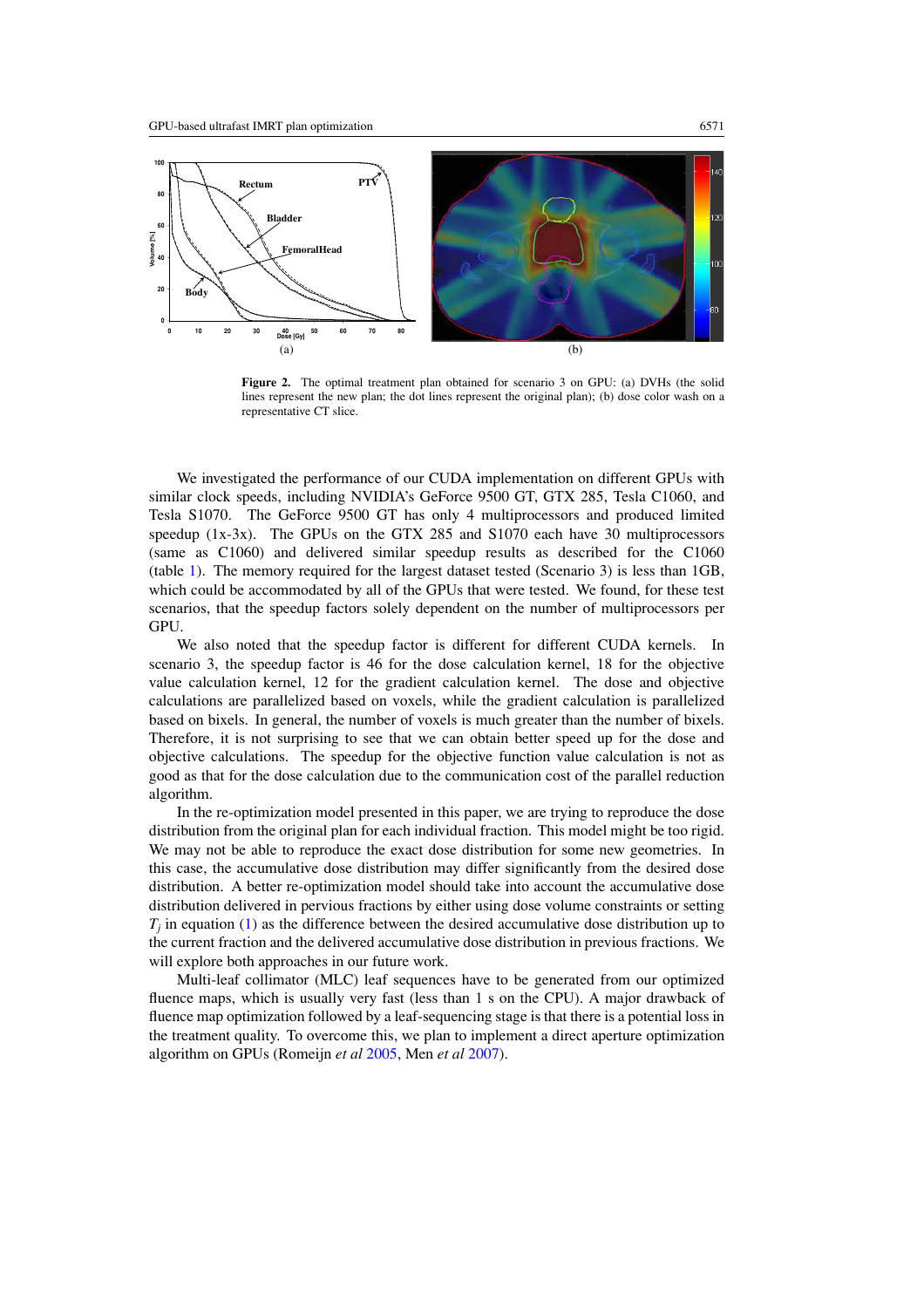**Figure 2.** The optimal treatment plan obtained for scenario 3 on GPU: (a) DVHs (the solid lines represent the new plan; the dot lines represent the original plan); (b) dose color wash on a representative CT slice.

We investigated the performance of our CUDA implementation on different GPUs with similar clock speeds, including NVIDIA's GeForce 9500 GT, GTX 285, Tesla C1060, and Tesla S1070. The GeForce 9500 GT has only 4 multiprocessors and produced limited speedup (1x-3x). The GPUs on the GTX 285 and S1070 each have 30 multiprocessors (same as C1060) and delivered similar speedup results as described for the C1060 (table 1). The memory required for the largest dataset tested (Scenario 3) is less than 1GB, which could be accommodated by all of the GPUs that were tested. We found, for these test scenarios, that the speedup factors solely dependent on the number of multiprocessors per GPU.

We also noted that the speedup factor is different for different CUDA kernels. In scenario 3, the speedup factor is 46 for the dose calculation kernel, 18 for the objective value calculation kernel, 12 for the gradient calculation kernel. The dose and objective calculations are parallelized based on voxels, while the gradient calculation is parallelized based on bixels. In general, the number of voxels is much greater than the number of bixels. Therefore, it is not surprising to see that we can obtain better speed up for the dose and objective calculations. The speedup for the objective function value calculation is not as good as that for the dose calculation due to the communication cost of the parallel reduction algorithm.

In the re-optimization model presented in this paper, we are trying to reproduce the dose distribution from the original plan for each individual fraction. This model might be too rigid. We may not be able to reproduce the exact dose distribution for some new geometries. In this case, the accumulative dose distribution may differ significantly from the desired dose distribution. A better re-optimization model should take into account the accumulative dose distribution delivered in pervious fractions by either using dose volume constraints or setting $T_j$ in equation (1) as the difference between the desired accumulative dose distribution up to the current fraction and the delivered accumulative dose distribution in previous fractions. We will explore both approaches in our future work.

Multi-leaf collimator (MLC) leaf sequences have to be generated from our optimized fluence maps, which is usually very fast (less than 1 s on the CPU). A major drawback of fluence map optimization followed by a leaf-sequencing stage is that there is a potential loss in the treatment quality. To overcome this, we plan to implement a direct aperture optimization algorithm on GPUs (Romeijn *et al* 2005, Men *et al* 2007).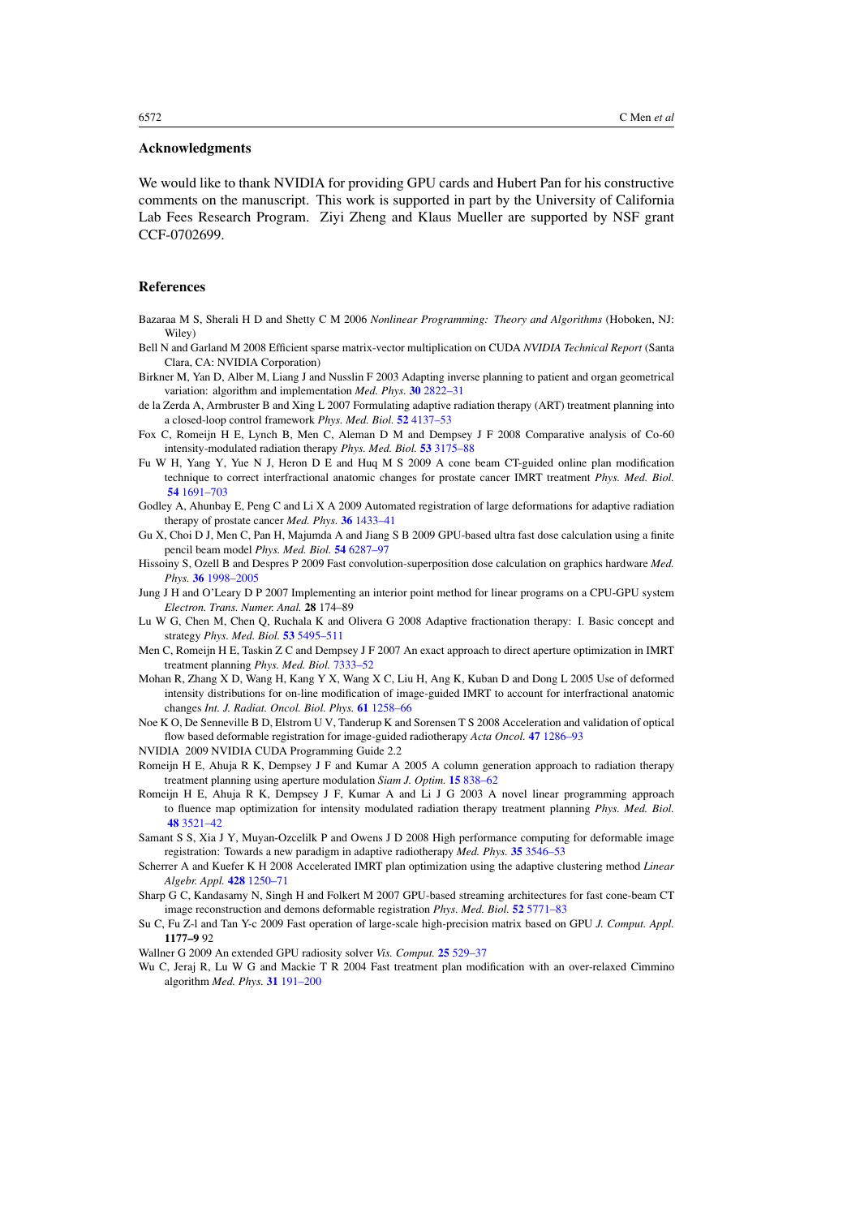## Acknowledgments

We would like to thank NVIDIA for providing GPU cards and Hubert Pan for his constructive comments on the manuscript. This work is supported in part by the University of California Lab Fees Research Program. Ziyi Zheng and Klaus Mueller are supported by NSF grant CCF-0702699.

## References

Bazaraa M S, Sherali H D and Shetty C M 2006 *Nonlinear Programming: Theory and Algorithms* (Hoboken, NJ: Wiley)

Bell N and Garland M 2008 Efficient sparse matrix-vector multiplication on CUDA *NVIDIA Technical Report* (Santa Clara, CA: NVIDIA Corporation)

Birkner M, Yan D, Alber M, Liang J and Nusslin F 2003 Adapting inverse planning to patient and organ geometrical variation: algorithm and implementation *Med. Phys.* **30** 2822–31

de la Zerda A, Armbruster B and Xing L 2007 Formulating adaptive radiation therapy (ART) treatment planning into a closed-loop control framework *Phys. Med. Biol.* **52** 4137–53

Fox C, Romeijn H E, Lynch B, Men C, Aleman D M and Dempsey J F 2008 Comparative analysis of Co-60 intensity-modulated radiation therapy *Phys. Med. Biol.* **53** 3175–88

Fu W H, Yang Y, Yue N J, Heron D E and Huq M S 2009 A cone beam CT-guided online plan modification technique to correct interfractional anatomic changes for prostate cancer IMRT treatment *Phys. Med. Biol.* **54** 1691–703

Godley A, Ahunbay E, Peng C and Li X A 2009 Automated registration of large deformations for adaptive radiation therapy of prostate cancer *Med. Phys.* **36** 1433–41

Gu X, Choi D J, Men C, Pan H, Majumda A and Jiang S B 2009 GPU-based ultra fast dose calculation using a finite pencil beam model *Phys. Med. Biol.* **54** 6287–97

Hissoiny S, Ozell B and Despres P 2009 Fast convolution-superposition dose calculation on graphics hardware *Med. Phys.* **36** 1998–2005

Jung J H and O'Leary D P 2007 Implementing an interior point method for linear programs on a CPU-GPU system *Electron. Trans. Numer. Anal.* **28** 174–89

Lu W G, Chen M, Chen Q, Ruchala K and Olivera G 2008 Adaptive fractionation therapy: I. Basic concept and strategy *Phys. Med. Biol.* **53** 5495–511

Men C, Romeijn H E, Taskin Z C and Dempsey J F 2007 An exact approach to direct aperture optimization in IMRT treatment planning *Phys. Med. Biol.* 7333–52

Mohan R, Zhang X D, Wang H, Kang Y X, Wang X C, Liu H, Ang K, Kuban D and Dong L 2005 Use of deformed intensity distributions for on-line modification of image-guided IMRT to account for interfractional anatomic changes *Int. J. Radiat. Oncol. Biol. Phys.* **61** 1258–66

Noe K O, De Senneville B D, Elstrom U V, Tanderup K and Sorensen T S 2008 Acceleration and validation of optical flow based deformable registration for image-guided radiotherapy *Acta Oncol.* **47** 1286–93

NVIDIA 2009 NVIDIA CUDA Programming Guide 2.2

Romeijn H E, Ahuja R K, Dempsey J F and Kumar A 2005 A column generation approach to radiation therapy treatment planning using aperture modulation *Siam J. Optim.* **15** 838–62

Romeijn H E, Ahuja R K, Dempsey J F, Kumar A and Li J G 2003 A novel linear programming approach to fluence map optimization for intensity modulated radiation therapy treatment planning *Phys. Med. Biol.* **48** 3521–42

Samant S S, Xia J Y, Muyan-Ozcelilk P and Owens J D 2008 High performance computing for deformable image registration: Towards a new paradigm in adaptive radiotherapy *Med. Phys.* **35** 3546–53

Scherrer A and Kuefer K H 2008 Accelerated IMRT plan optimization using the adaptive clustering method *Linear Algebr. Appl.* **428** 1250–71

Sharp G C, Kandasamy N, Singh H and Folkert M 2007 GPU-based streaming architectures for fast cone-beam CT image reconstruction and demons deformable registration *Phys. Med. Biol.* **52** 5771–83

Su C, Fu Z-l and Tan Y-c 2009 Fast operation of large-scale high-precision matrix based on GPU *J. Comput. Appl.* **1177–9** 92

Wallner G 2009 An extended GPU radiosity solver *Vis. Comput.* **25** 529–37

Wu C, Jeraj R, Lu W G and Mackie T R 2004 Fast treatment plan modification with an over-relaxed Cimmino algorithm *Med. Phys.* **31** 191–200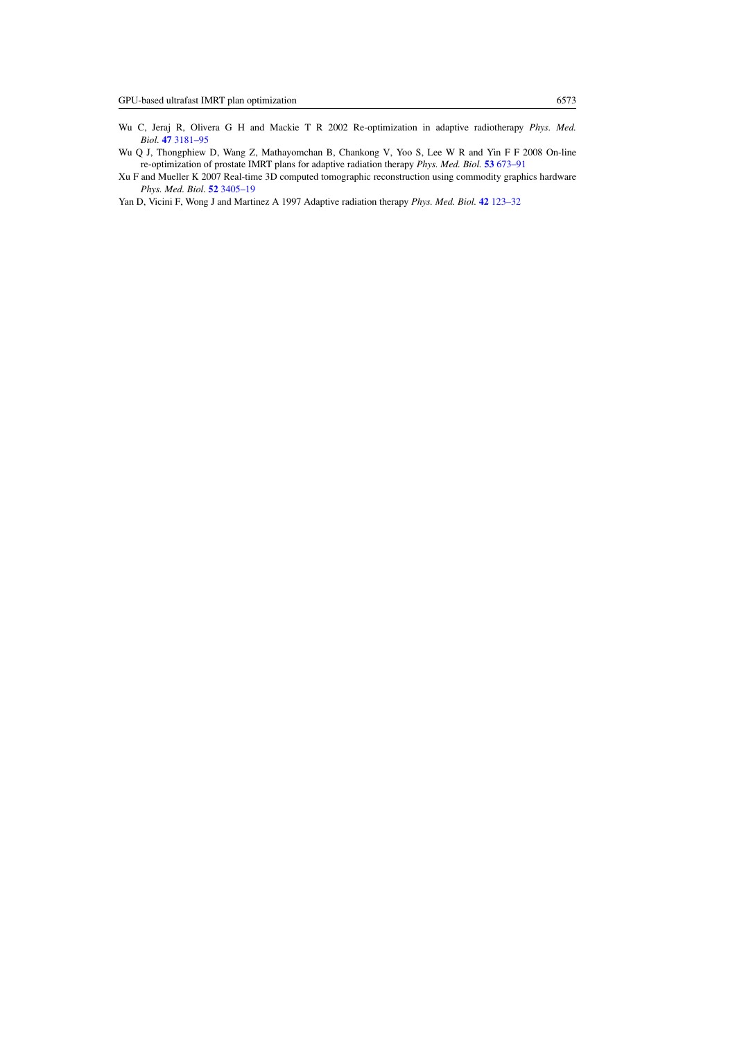Wu C, Jeraj R, Olivera G H and Mackie T R 2002 Re-optimization in adaptive radiotherapy *Phys. Med. Biol.* **47** 3181–95

Wu Q J, Thongphiew D, Wang Z, Mathayomchan B, Chankong V, Yoo S, Lee W R and Yin F F 2008 On-line re-optimization of prostate IMRT plans for adaptive radiation therapy *Phys. Med. Biol.* **53** 673–91

Xu F and Mueller K 2007 Real-time 3D computed tomographic reconstruction using commodity graphics hardware *Phys. Med. Biol.* **52** 3405–19

Yan D, Vicini F, Wong J and Martinez A 1997 Adaptive radiation therapy *Phys. Med. Biol.* **42** 123–32